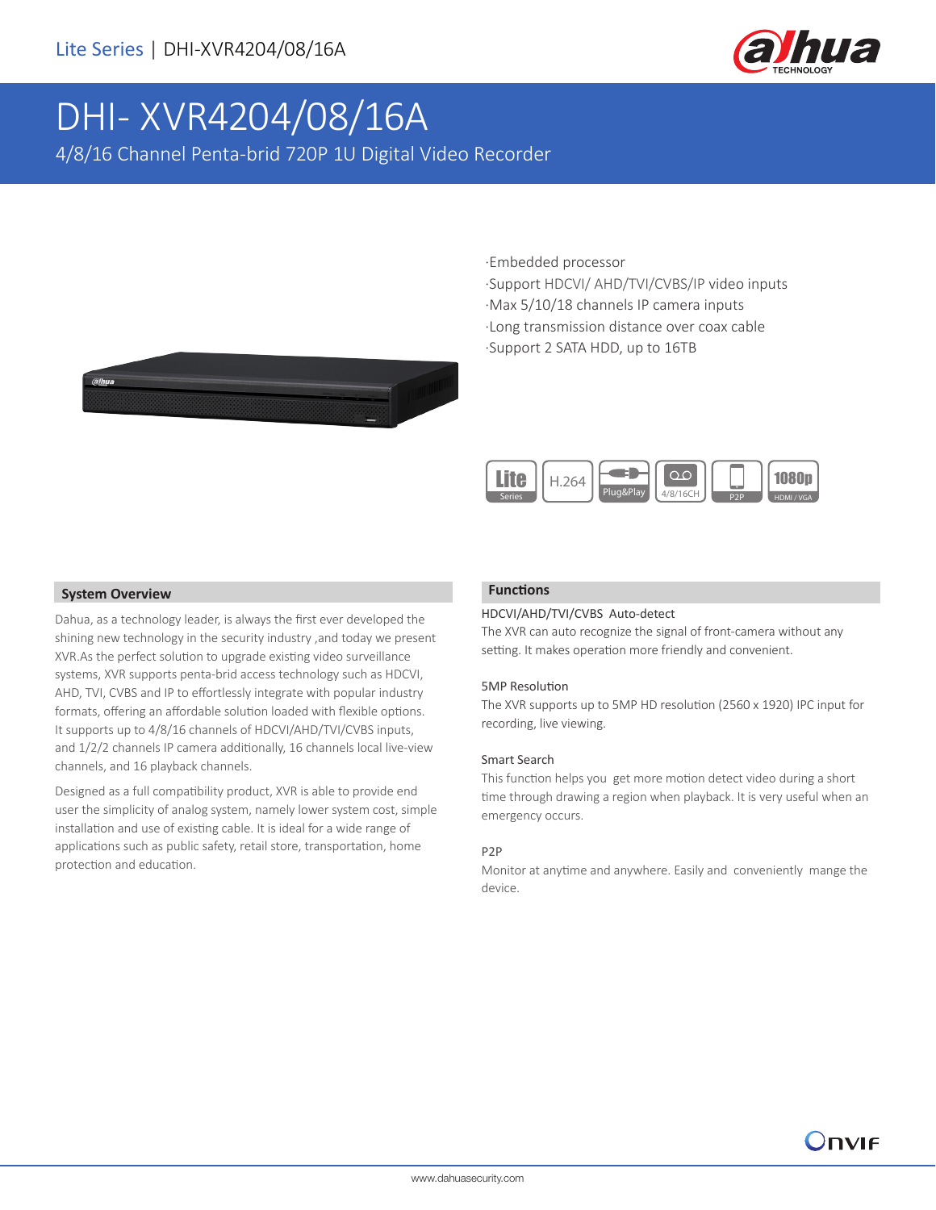# DHI- XVR4204/08/16A

4/8/16 Channel Penta-brid 720P 1U Digital Video Recorder

- Embedded processor
- Support HDCVI/ AHD/TVI/CVBS/IP video inputs
- Max 5/10/18 channels IP camera inputs
- Long transmission distance over coax cable
- Support 2 SATA HDD, up to 16TB

Lite Series | H.264 | Plug&Play | 4/8/16CH | P2P | 1080p HDMI / VGA

## System Overview

Dahua, as a technology leader, is always the first ever developed the shining new technology in the security industry ,and today we present XVR.As the perfect solution to upgrade existing video surveillance systems, XVR supports penta-brid access technology such as HDCVI, AHD, TVI, CVBS and IP to effortlessly integrate with popular industry formats, offering an affordable solution loaded with flexible options. It supports up to 4/8/16 channels of HDCVI/AHD/TVI/CVBS inputs, and 1/2/2 channels IP camera additionally, 16 channels local live-view channels, and 16 playback channels.

Designed as a full compatibility product, XVR is able to provide end user the simplicity of analog system, namely lower system cost, simple installation and use of existing cable. It is ideal for a wide range of applications such as public safety, retail store, transportation, home protection and education.

## Functions

### HDCVI/AHD/TVI/CVBS Auto-detect

The XVR can auto recognize the signal of front-camera without any setting. It makes operation more friendly and convenient.

### 5MP Resolution

The XVR supports up to 5MP HD resolution (2560 x 1920) IPC input for recording, live viewing.

### Smart Search

This function helps you get more motion detect video during a short time through drawing a region when playback. It is very useful when an emergency occurs.

### P2P

Monitor at anytime and anywhere. Easily and conveniently mange the device.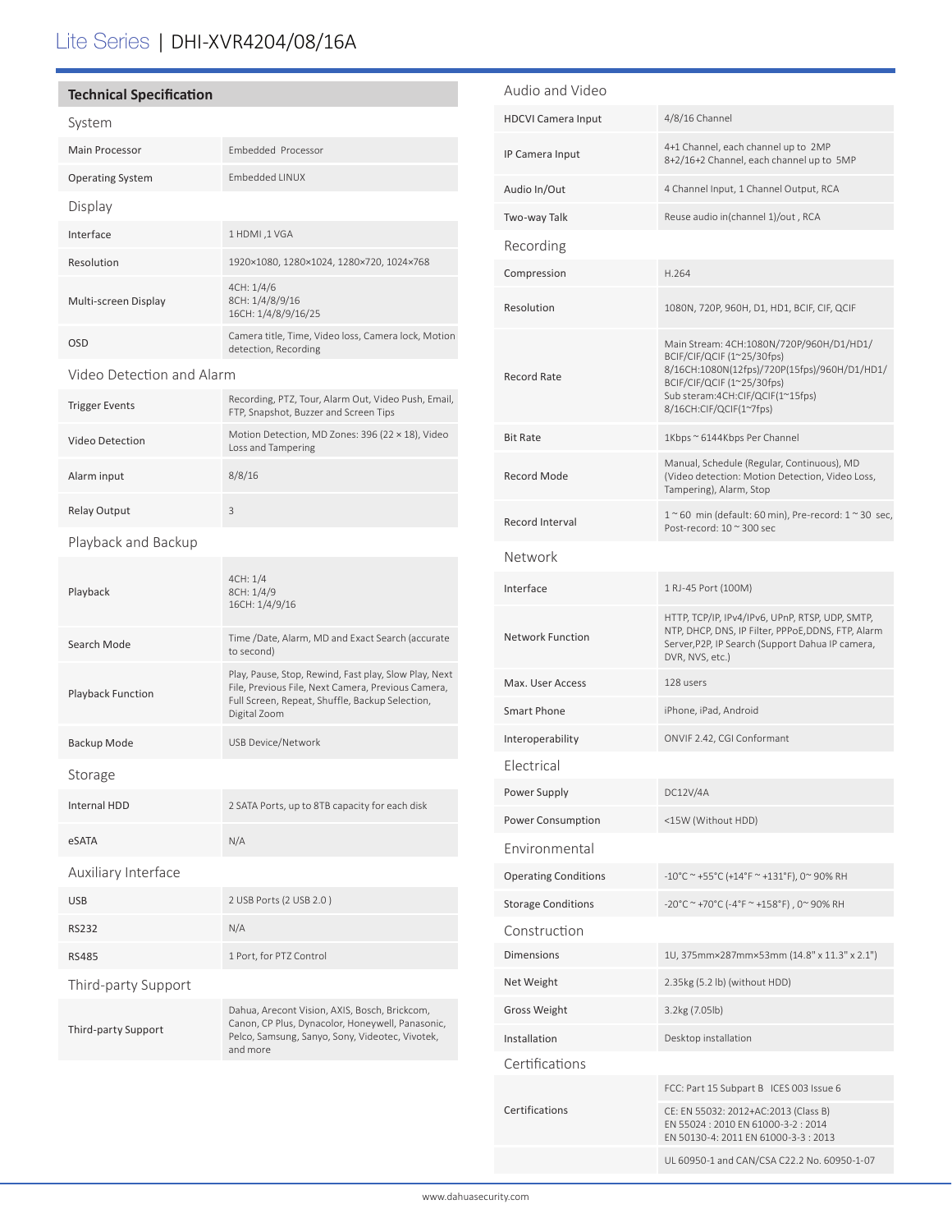# Lite Series | DHI-XVR4204/08/16A

## Technical Specification

### System

| | |
|---|---|
| Main Processor | Embedded Processor |
| Operating System | Embedded LINUX |

### Display

| | |
|---|---|
| Interface | 1 HDMI ,1 VGA |
| Resolution | 1920×1080, 1280×1024, 1280×720, 1024×768 |
| Multi-screen Display | 4CH: 1/4/6<br>8CH: 1/4/8/9/16<br>16CH: 1/4/8/9/16/25 |
| OSD | Camera title, Time, Video loss, Camera lock, Motion detection, Recording |

### Video Detection and Alarm

| | |
|---|---|
| Trigger Events | Recording, PTZ, Tour, Alarm Out, Video Push, Email, FTP, Snapshot, Buzzer and Screen Tips |
| Video Detection | Motion Detection, MD Zones: 396 (22 × 18), Video Loss and Tampering |
| Alarm input | 8/8/16 |
| Relay Output | 3 |

### Playback and Backup

| | |
|---|---|
| Playback | 4CH: 1/4<br>8CH: 1/4/9<br>16CH: 1/4/9/16 |
| Search Mode | Time /Date, Alarm, MD and Exact Search (accurate to second) |
| Playback Function | Play, Pause, Stop, Rewind, Fast play, Slow Play, Next File, Previous File, Next Camera, Previous Camera, Full Screen, Repeat, Shuffle, Backup Selection, Digital Zoom |
| Backup Mode | USB Device/Network |

### Storage

| | |
|---|---|
| Internal HDD | 2 SATA Ports, up to 8TB capacity for each disk |
| eSATA | N/A |

### Auxiliary Interface

| | |
|---|---|
| USB | 2 USB Ports (2 USB 2.0 ) |
| RS232 | N/A |
| RS485 | 1 Port, for PTZ Control |

### Third-party Support

| | |
|---|---|
| Third-party Support | Dahua, Arecont Vision, AXIS, Bosch, Brickcom, Canon, CP Plus, Dynacolor, Honeywell, Panasonic, Pelco, Samsung, Sanyo, Sony, Videotec, Vivotek, and more |

### Audio and Video

| | |
|---|---|
| HDCVI Camera Input | 4/8/16 Channel |
| IP Camera Input | 4+1 Channel, each channel up to 2MP<br>8+2/16+2 Channel, each channel up to 5MP |
| Audio In/Out | 4 Channel Input, 1 Channel Output, RCA |
| Two-way Talk | Reuse audio in(channel 1)/out , RCA |

### Recording

| | |
|---|---|
| Compression | H.264 |
| Resolution | 1080N, 720P, 960H, D1, HD1, BCIF, CIF, QCIF |
| Record Rate | Main Stream: 4CH:1080N/720P/960H/D1/HD1/BCIF/CIF/QCIF (1~25/30fps)<br>8/16CH:1080N(12fps)/720P(15fps)/960H/D1/HD1/BCIF/CIF/QCIF (1~25/30fps)<br>Sub steram:4CH:CIF/QCIF(1~15fps)<br>8/16CH:CIF/QCIF(1~7fps) |
| Bit Rate | 1Kbps ~ 6144Kbps Per Channel |
| Record Mode | Manual, Schedule (Regular, Continuous), MD (Video detection: Motion Detection, Video Loss, Tampering), Alarm, Stop |
| Record Interval | 1 ~ 60 min (default: 60 min), Pre-record: 1 ~ 30 sec, Post-record: 10 ~ 300 sec |

### Network

| | |
|---|---|
| Interface | 1 RJ-45 Port (100M) |
| Network Function | HTTP, TCP/IP, IPv4/IPv6, UPnP, RTSP, UDP, SMTP, NTP, DHCP, DNS, IP Filter, PPPoE,DDNS, FTP, Alarm Server,P2P, IP Search (Support Dahua IP camera, DVR, NVS, etc.) |
| Max. User Access | 128 users |
| Smart Phone | iPhone, iPad, Android |
| Interoperability | ONVIF 2.42, CGI Conformant |

### Electrical

| | |
|---|---|
| Power Supply | DC12V/4A |
| Power Consumption | <15W (Without HDD) |

### Environmental

| | |
|---|---|
| Operating Conditions | -10°C ~ +55°C (+14°F ~ +131°F), 0~ 90% RH |
| Storage Conditions | -20°C ~ +70°C (-4°F ~ +158°F) , 0~ 90% RH |

### Construction

| | |
|---|---|
| Dimensions | 1U, 375mm×287mm×53mm (14.8" x 11.3" x 2.1") |
| Net Weight | 2.35kg (5.2 lb) (without HDD) |
| Gross Weight | 3.2kg (7.05lb) |
| Installation | Desktop installation |

### Certifications

| | |
|---|---|
| Certifications | FCC: Part 15 Subpart B ICES 003 Issue 6 |
| | CE: EN 55032: 2012+AC:2013 (Class B)<br>EN 55024 : 2010 EN 61000-3-2 : 2014<br>EN 50130-4: 2011 EN 61000-3-3 : 2013 |
| | UL 60950-1 and CAN/CSA C22.2 No. 60950-1-07 |

www.dahuasecurity.com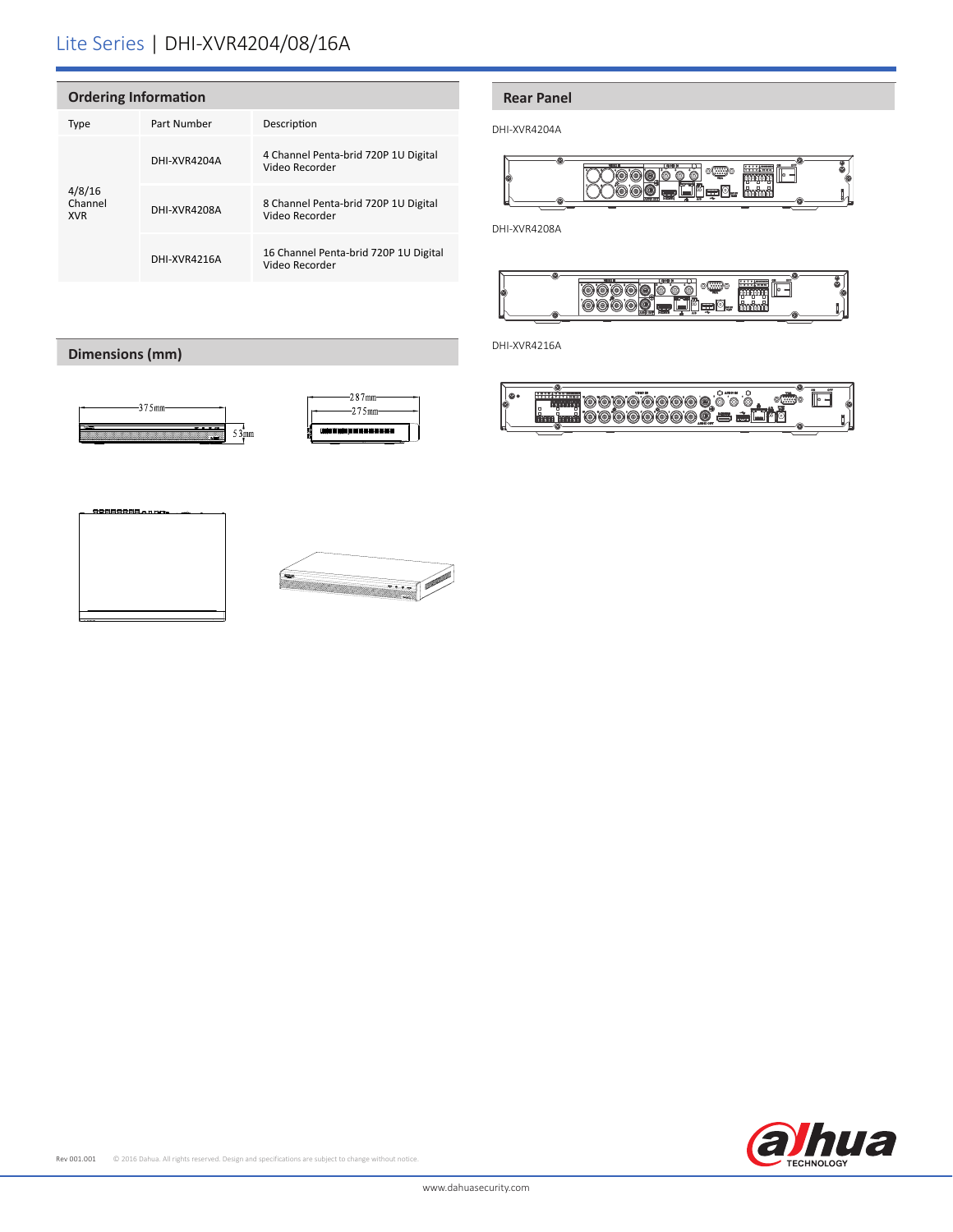## Ordering Information

| Type | Part Number | Description |
|---|---|---|
| 4/8/16 Channel XVR | DHI-XVR4204A | 4 Channel Penta-brid 720P 1U Digital Video Recorder |
| | DHI-XVR4208A | 8 Channel Penta-brid 720P 1U Digital Video Recorder |
| | DHI-XVR4216A | 16 Channel Penta-brid 720P 1U Digital Video Recorder |

## Dimensions (mm)

375mm

53mm

287mm

275mm

## Rear Panel

DHI-XVR4204A

DHI-XVR4208A

DHI-XVR4216A

Rev 001.001 © 2016 Dahua. All rights reserved. Design and specifications are subject to change without notice.

www.dahuasecurity.com